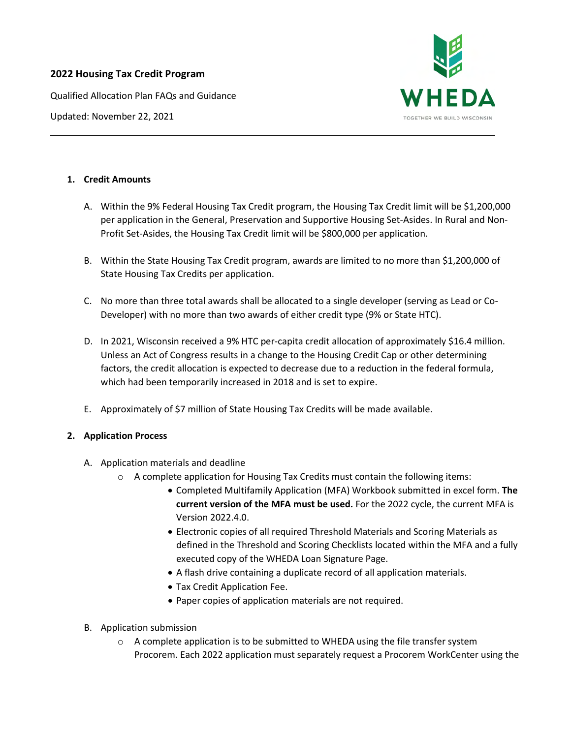**2022 Housing Tax Credit Program**

Qualified Allocation Plan FAQs and Guidance

Updated: November 22, 2021

WHEDA

TOGETHER WE BUILD WISCONSIN

---

1. **Credit Amounts**

   A. Within the 9% Federal Housing Tax Credit program, the Housing Tax Credit limit will be $1,200,000 per application in the General, Preservation and Supportive Housing Set-Asides. In Rural and Non-Profit Set-Asides, the Housing Tax Credit limit will be $800,000 per application.

   B. Within the State Housing Tax Credit program, awards are limited to no more than $1,200,000 of State Housing Tax Credits per application.

   C. No more than three total awards shall be allocated to a single developer (serving as Lead or Co-Developer) with no more than two awards of either credit type (9% or State HTC).

   D. In 2021, Wisconsin received a 9% HTC per-capita credit allocation of approximately $16.4 million. Unless an Act of Congress results in a change to the Housing Credit Cap or other determining factors, the credit allocation is expected to decrease due to a reduction in the federal formula, which had been temporarily increased in 2018 and is set to expire.

   E. Approximately of $7 million of State Housing Tax Credits will be made available.

2. **Application Process**

   A. Application materials and deadline
      - A complete application for Housing Tax Credits must contain the following items:
        - Completed Multifamily Application (MFA) Workbook submitted in excel form. **The current version of the MFA must be used.** For the 2022 cycle, the current MFA is Version 2022.4.0.
        - Electronic copies of all required Threshold Materials and Scoring Materials as defined in the Threshold and Scoring Checklists located within the MFA and a fully executed copy of the WHEDA Loan Signature Page.
        - A flash drive containing a duplicate record of all application materials.
        - Tax Credit Application Fee.
        - Paper copies of application materials are not required.

   B. Application submission
      - A complete application is to be submitted to WHEDA using the file transfer system Procorem. Each 2022 application must separately request a Procorem WorkCenter using the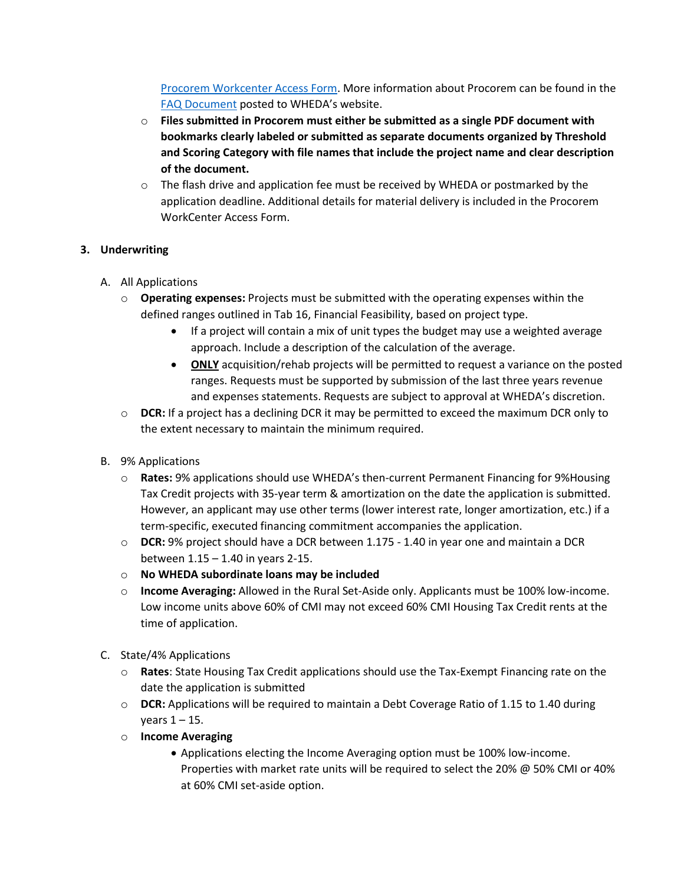[Procorem Workcenter Access Form](). More information about Procorem can be found in the [FAQ Document]() posted to WHEDA's website.
   - **Files submitted in Procorem must either be submitted as a single PDF document with bookmarks clearly labeled or submitted as separate documents organized by Threshold and Scoring Category with file names that include the project name and clear description of the document.**
   - The flash drive and application fee must be received by WHEDA or postmarked by the application deadline. Additional details for material delivery is included in the Procorem WorkCenter Access Form.

## 3. Underwriting

A. All Applications
   - **Operating expenses:** Projects must be submitted with the operating expenses within the defined ranges outlined in Tab 16, Financial Feasibility, based on project type.
     - If a project will contain a mix of unit types the budget may use a weighted average approach. Include a description of the calculation of the average.
     - **ONLY** acquisition/rehab projects will be permitted to request a variance on the posted ranges. Requests must be supported by submission of the last three years revenue and expenses statements. Requests are subject to approval at WHEDA's discretion.
   - **DCR:** If a project has a declining DCR it may be permitted to exceed the maximum DCR only to the extent necessary to maintain the minimum required.

B. 9% Applications
   - **Rates:** 9% applications should use WHEDA's then-current Permanent Financing for 9%Housing Tax Credit projects with 35-year term & amortization on the date the application is submitted. However, an applicant may use other terms (lower interest rate, longer amortization, etc.) if a term-specific, executed financing commitment accompanies the application.
   - **DCR:** 9% project should have a DCR between 1.175 - 1.40 in year one and maintain a DCR between 1.15 – 1.40 in years 2-15.
   - **No WHEDA subordinate loans may be included**
   - **Income Averaging:** Allowed in the Rural Set-Aside only. Applicants must be 100% low-income. Low income units above 60% of CMI may not exceed 60% CMI Housing Tax Credit rents at the time of application.

C. State/4% Applications
   - **Rates**: State Housing Tax Credit applications should use the Tax-Exempt Financing rate on the date the application is submitted
   - **DCR:** Applications will be required to maintain a Debt Coverage Ratio of 1.15 to 1.40 during years 1 – 15.
   - **Income Averaging**
     - Applications electing the Income Averaging option must be 100% low-income. Properties with market rate units will be required to select the 20% @ 50% CMI or 40% at 60% CMI set-aside option.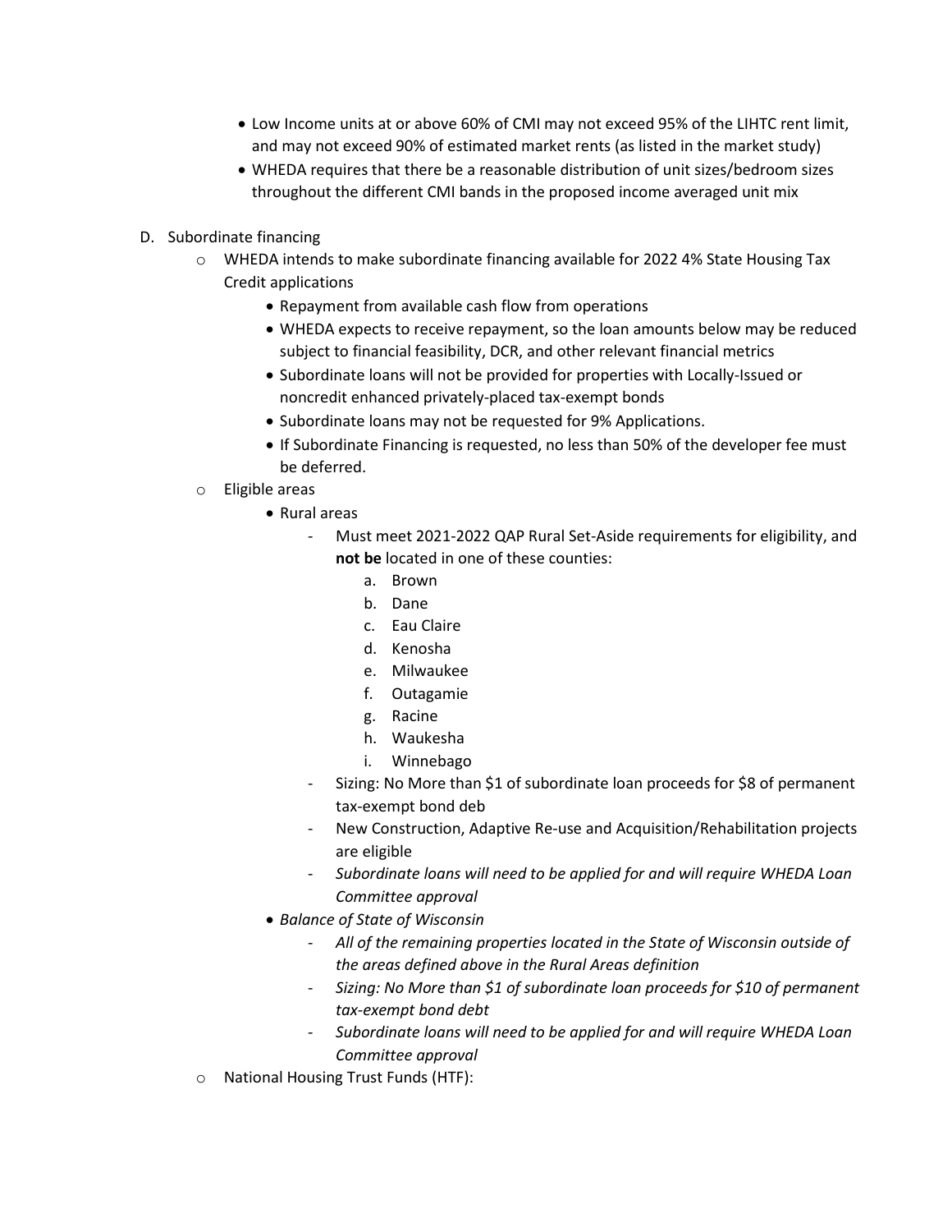- Low Income units at or above 60% of CMI may not exceed 95% of the LIHTC rent limit, and may not exceed 90% of estimated market rents (as listed in the market study)
- WHEDA requires that there be a reasonable distribution of unit sizes/bedroom sizes throughout the different CMI bands in the proposed income averaged unit mix

D. Subordinate financing

- WHEDA intends to make subordinate financing available for 2022 4% State Housing Tax Credit applications
  - Repayment from available cash flow from operations
  - WHEDA expects to receive repayment, so the loan amounts below may be reduced subject to financial feasibility, DCR, and other relevant financial metrics
  - Subordinate loans will not be provided for properties with Locally-Issued or noncredit enhanced privately-placed tax-exempt bonds
  - Subordinate loans may not be requested for 9% Applications.
  - If Subordinate Financing is requested, no less than 50% of the developer fee must be deferred.
- Eligible areas
  - Rural areas
    - Must meet 2021-2022 QAP Rural Set-Aside requirements for eligibility, and **not be** located in one of these counties:
      a. Brown
      b. Dane
      c. Eau Claire
      d. Kenosha
      e. Milwaukee
      f. Outagamie
      g. Racine
      h. Waukesha
      i. Winnebago
    - Sizing: No More than $1 of subordinate loan proceeds for $8 of permanent tax-exempt bond deb
    - New Construction, Adaptive Re-use and Acquisition/Rehabilitation projects are eligible
    - *Subordinate loans will need to be applied for and will require WHEDA Loan Committee approval*
  - *Balance of State of Wisconsin*
    - *All of the remaining properties located in the State of Wisconsin outside of the areas defined above in the Rural Areas definition*
    - *Sizing: No More than $1 of subordinate loan proceeds for $10 of permanent tax-exempt bond debt*
    - *Subordinate loans will need to be applied for and will require WHEDA Loan Committee approval*
- National Housing Trust Funds (HTF):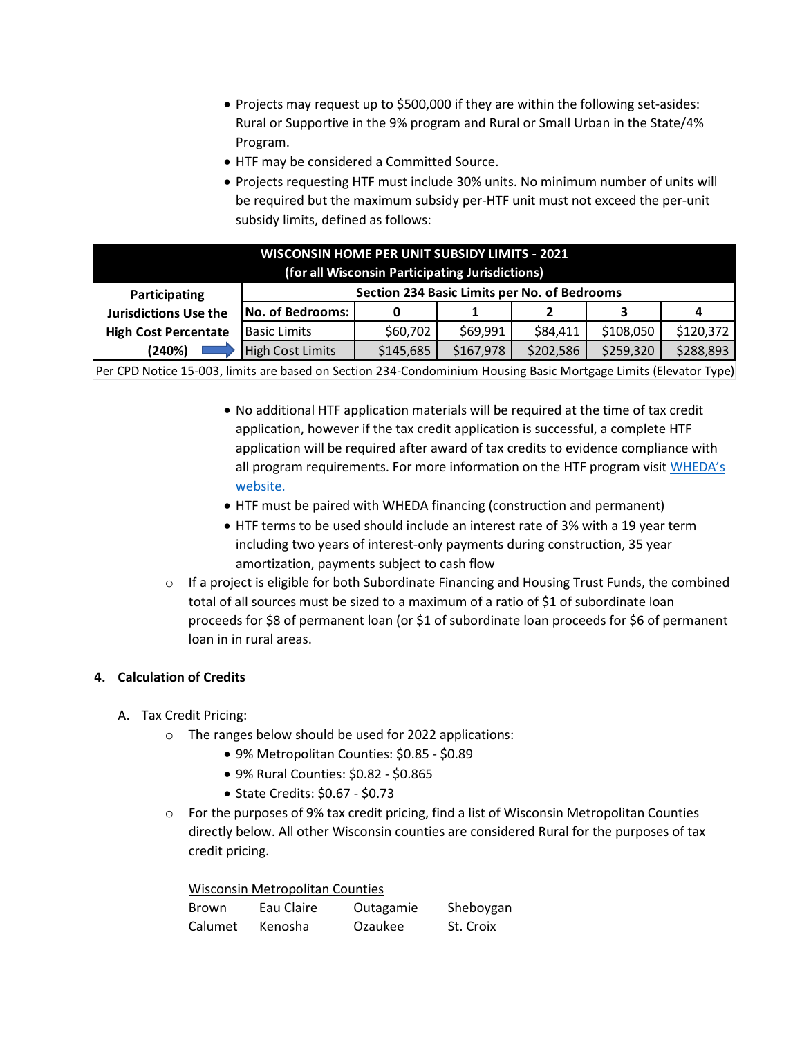- Projects may request up to $500,000 if they are within the following set-asides: Rural or Supportive in the 9% program and Rural or Small Urban in the State/4% Program.
- HTF may be considered a Committed Source.
- Projects requesting HTF must include 30% units. No minimum number of units will be required but the maximum subsidy per-HTF unit must not exceed the per-unit subsidy limits, defined as follows:

| WISCONSIN HOME PER UNIT SUBSIDY LIMITS - 2021 (for all Wisconsin Participating Jurisdictions) | | | | | | |
|---|---|---|---|---|---|---|
| Participating Jurisdictions Use the High Cost Percentate (240%) | Section 234 Basic Limits per No. of Bedrooms | | | | | |
| | No. of Bedrooms: | 0 | 1 | 2 | 3 | 4 |
| | Basic Limits | $60,702 | $69,991 | $84,411 | $108,050 | $120,372 |
| ➡ | High Cost Limits | $145,685 | $167,978 | $202,586 | $259,320 | $288,893 |
| Per CPD Notice 15-003, limits are based on Section 234-Condominium Housing Basic Mortgage Limits (Elevator Type) | | | | | | |

- No additional HTF application materials will be required at the time of tax credit application, however if the tax credit application is successful, a complete HTF application will be required after award of tax credits to evidence compliance with all program requirements. For more information on the HTF program visit [WHEDA's website.]
- HTF must be paired with WHEDA financing (construction and permanent)
- HTF terms to be used should include an interest rate of 3% with a 19 year term including two years of interest-only payments during construction, 35 year amortization, payments subject to cash flow

- If a project is eligible for both Subordinate Financing and Housing Trust Funds, the combined total of all sources must be sized to a maximum of a ratio of $1 of subordinate loan proceeds for $8 of permanent loan (or $1 of subordinate loan proceeds for $6 of permanent loan in in rural areas.

## 4. Calculation of Credits

A. Tax Credit Pricing:

- The ranges below should be used for 2022 applications:
  - 9% Metropolitan Counties: $0.85 - $0.89
  - 9% Rural Counties: $0.82 - $0.865
  - State Credits: $0.67 - $0.73
- For the purposes of 9% tax credit pricing, find a list of Wisconsin Metropolitan Counties directly below. All other Wisconsin counties are considered Rural for the purposes of tax credit pricing.

Wisconsin Metropolitan Counties

| | | | |
|---|---|---|---|
| Brown | Eau Claire | Outagamie | Sheboygan |
| Calumet | Kenosha | Ozaukee | St. Croix |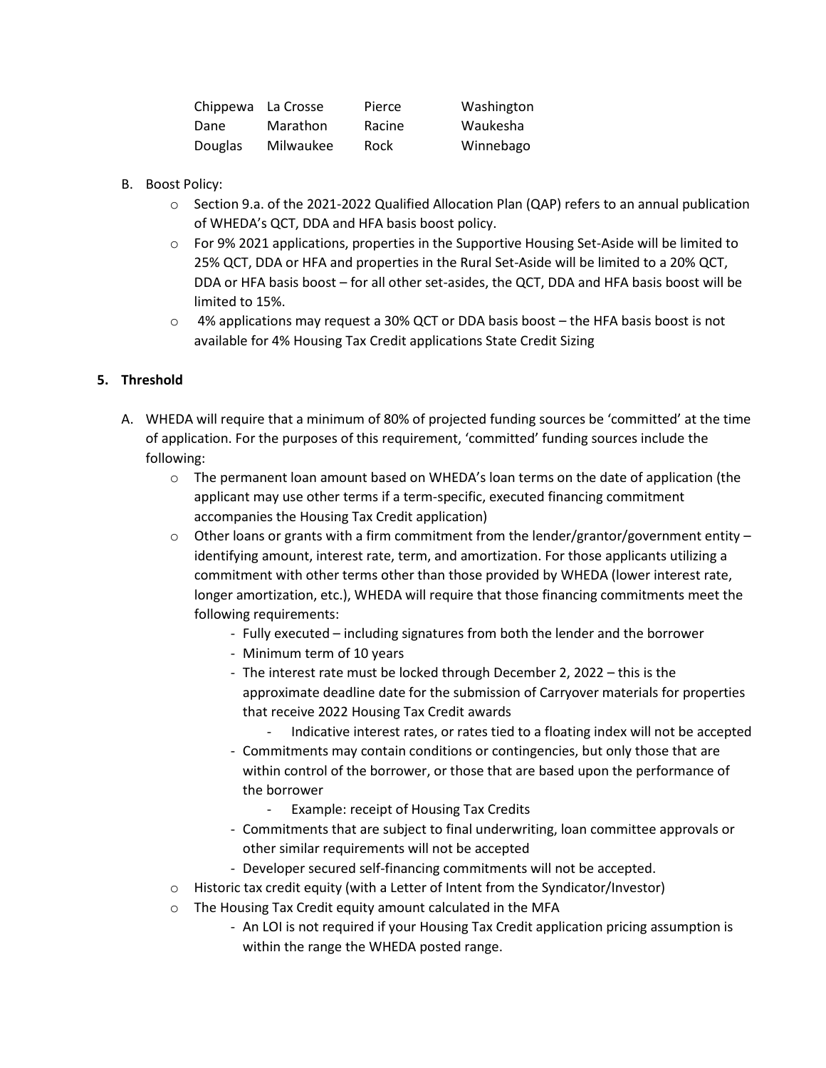| Chippewa | La Crosse | Pierce | Washington |
|---|---|---|---|
| Dane | Marathon | Racine | Waukesha |
| Douglas | Milwaukee | Rock | Winnebago |

B. Boost Policy:
   - Section 9.a. of the 2021-2022 Qualified Allocation Plan (QAP) refers to an annual publication of WHEDA's QCT, DDA and HFA basis boost policy.
   - For 9% 2021 applications, properties in the Supportive Housing Set-Aside will be limited to 25% QCT, DDA or HFA and properties in the Rural Set-Aside will be limited to a 20% QCT, DDA or HFA basis boost – for all other set-asides, the QCT, DDA and HFA basis boost will be limited to 15%.
   - 4% applications may request a 30% QCT or DDA basis boost – the HFA basis boost is not available for 4% Housing Tax Credit applications State Credit Sizing

## 5. Threshold

A. WHEDA will require that a minimum of 80% of projected funding sources be 'committed' at the time of application. For the purposes of this requirement, 'committed' funding sources include the following:
   - The permanent loan amount based on WHEDA's loan terms on the date of application (the applicant may use other terms if a term-specific, executed financing commitment accompanies the Housing Tax Credit application)
   - Other loans or grants with a firm commitment from the lender/grantor/government entity – identifying amount, interest rate, term, and amortization. For those applicants utilizing a commitment with other terms other than those provided by WHEDA (lower interest rate, longer amortization, etc.), WHEDA will require that those financing commitments meet the following requirements:
     - Fully executed – including signatures from both the lender and the borrower
     - Minimum term of 10 years
     - The interest rate must be locked through December 2, 2022 – this is the approximate deadline date for the submission of Carryover materials for properties that receive 2022 Housing Tax Credit awards
       - Indicative interest rates, or rates tied to a floating index will not be accepted
     - Commitments may contain conditions or contingencies, but only those that are within control of the borrower, or those that are based upon the performance of the borrower
       - Example: receipt of Housing Tax Credits
     - Commitments that are subject to final underwriting, loan committee approvals or other similar requirements will not be accepted
     - Developer secured self-financing commitments will not be accepted.
   - Historic tax credit equity (with a Letter of Intent from the Syndicator/Investor)
   - The Housing Tax Credit equity amount calculated in the MFA
     - An LOI is not required if your Housing Tax Credit application pricing assumption is within the range the WHEDA posted range.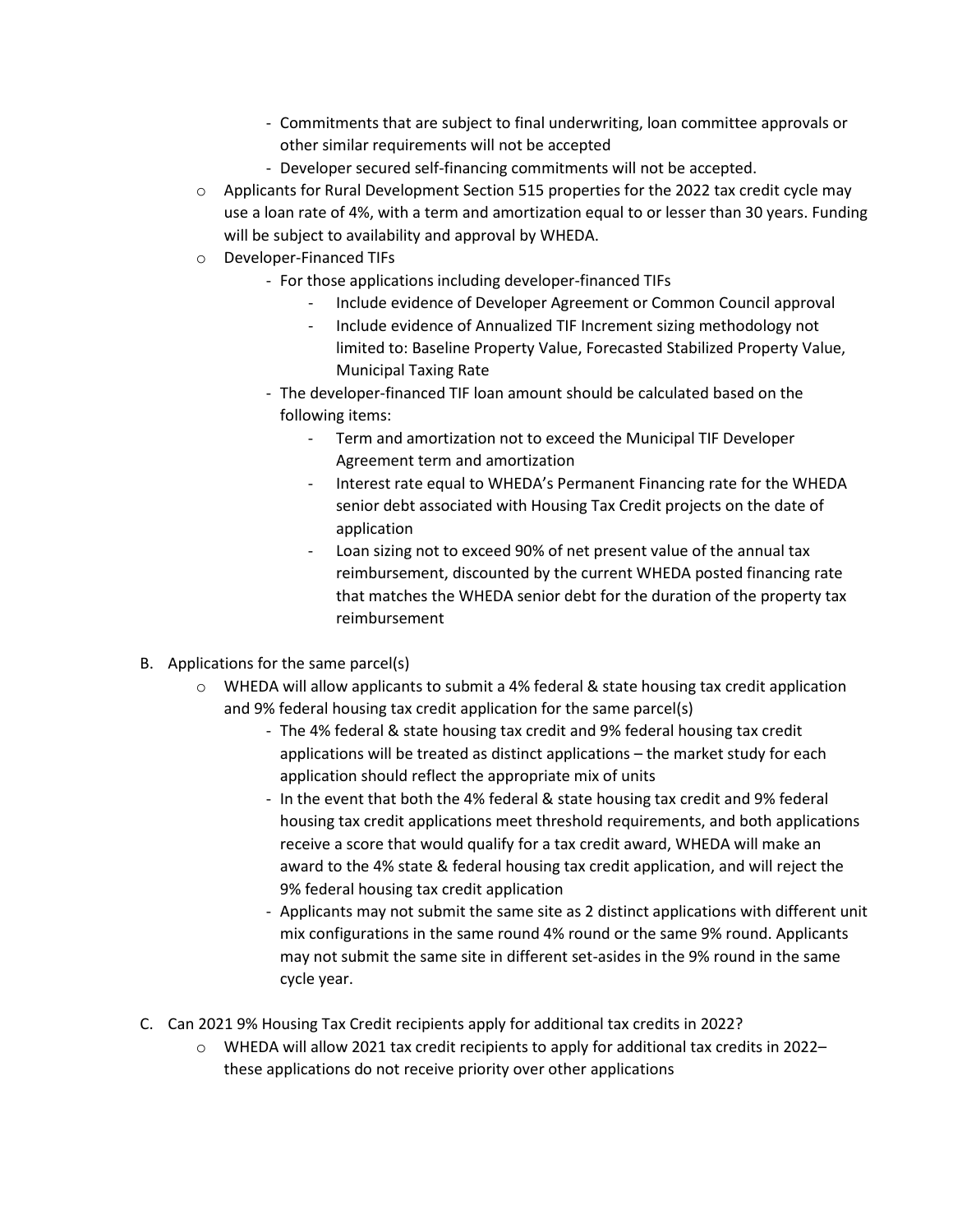- Commitments that are subject to final underwriting, loan committee approvals or other similar requirements will not be accepted
  - Developer secured self-financing commitments will not be accepted.
- Applicants for Rural Development Section 515 properties for the 2022 tax credit cycle may use a loan rate of 4%, with a term and amortization equal to or lesser than 30 years. Funding will be subject to availability and approval by WHEDA.
- Developer-Financed TIFs
  - For those applications including developer-financed TIFs
    - Include evidence of Developer Agreement or Common Council approval
    - Include evidence of Annualized TIF Increment sizing methodology not limited to: Baseline Property Value, Forecasted Stabilized Property Value, Municipal Taxing Rate
  - The developer-financed TIF loan amount should be calculated based on the following items:
    - Term and amortization not to exceed the Municipal TIF Developer Agreement term and amortization
    - Interest rate equal to WHEDA's Permanent Financing rate for the WHEDA senior debt associated with Housing Tax Credit projects on the date of application
    - Loan sizing not to exceed 90% of net present value of the annual tax reimbursement, discounted by the current WHEDA posted financing rate that matches the WHEDA senior debt for the duration of the property tax reimbursement

B. Applications for the same parcel(s)

- WHEDA will allow applicants to submit a 4% federal & state housing tax credit application and 9% federal housing tax credit application for the same parcel(s)
  - The 4% federal & state housing tax credit and 9% federal housing tax credit applications will be treated as distinct applications – the market study for each application should reflect the appropriate mix of units
  - In the event that both the 4% federal & state housing tax credit and 9% federal housing tax credit applications meet threshold requirements, and both applications receive a score that would qualify for a tax credit award, WHEDA will make an award to the 4% state & federal housing tax credit application, and will reject the 9% federal housing tax credit application
  - Applicants may not submit the same site as 2 distinct applications with different unit mix configurations in the same round 4% round or the same 9% round. Applicants may not submit the same site in different set-asides in the 9% round in the same cycle year.

C. Can 2021 9% Housing Tax Credit recipients apply for additional tax credits in 2022?

- WHEDA will allow 2021 tax credit recipients to apply for additional tax credits in 2022– these applications do not receive priority over other applications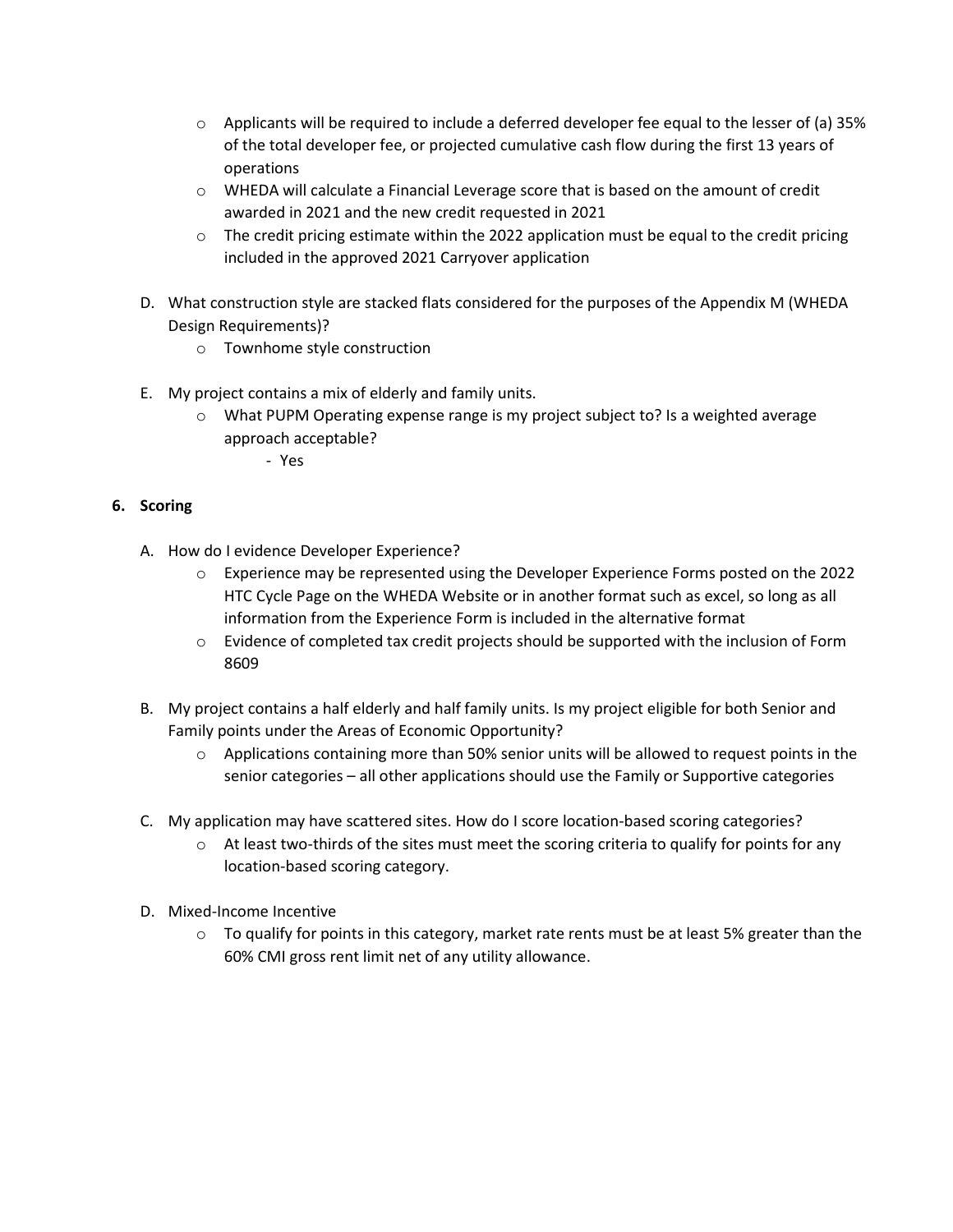- Applicants will be required to include a deferred developer fee equal to the lesser of (a) 35% of the total developer fee, or projected cumulative cash flow during the first 13 years of operations
- WHEDA will calculate a Financial Leverage score that is based on the amount of credit awarded in 2021 and the new credit requested in 2021
- The credit pricing estimate within the 2022 application must be equal to the credit pricing included in the approved 2021 Carryover application

D. What construction style are stacked flats considered for the purposes of the Appendix M (WHEDA Design Requirements)?
   - Townhome style construction

E. My project contains a mix of elderly and family units.
   - What PUPM Operating expense range is my project subject to? Is a weighted average approach acceptable?
     - Yes

**6. Scoring**

A. How do I evidence Developer Experience?
   - Experience may be represented using the Developer Experience Forms posted on the 2022 HTC Cycle Page on the WHEDA Website or in another format such as excel, so long as all information from the Experience Form is included in the alternative format
   - Evidence of completed tax credit projects should be supported with the inclusion of Form 8609

B. My project contains a half elderly and half family units. Is my project eligible for both Senior and Family points under the Areas of Economic Opportunity?
   - Applications containing more than 50% senior units will be allowed to request points in the senior categories – all other applications should use the Family or Supportive categories

C. My application may have scattered sites. How do I score location-based scoring categories?
   - At least two-thirds of the sites must meet the scoring criteria to qualify for points for any location-based scoring category.

D. Mixed-Income Incentive
   - To qualify for points in this category, market rate rents must be at least 5% greater than the 60% CMI gross rent limit net of any utility allowance.